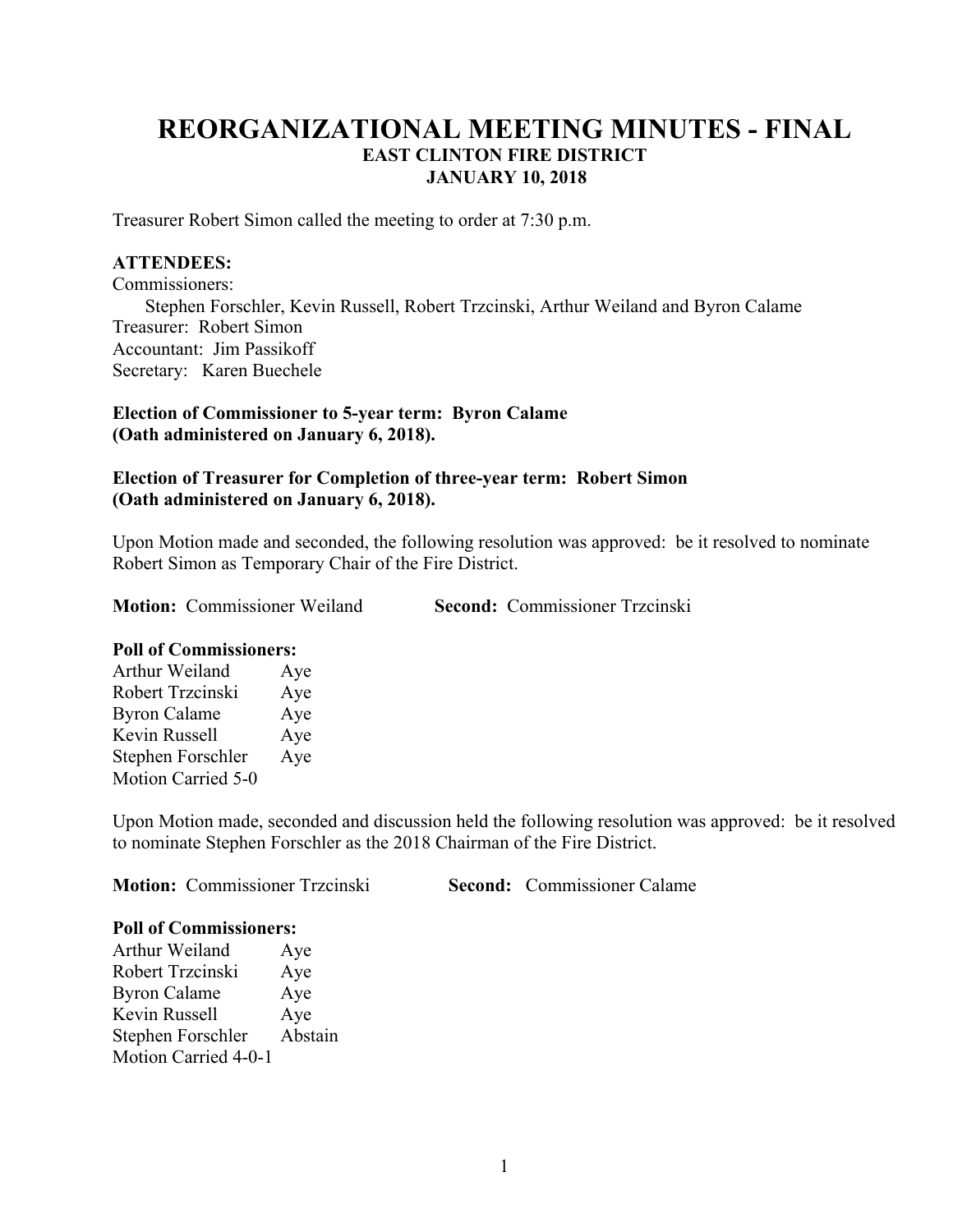# REORGANIZATIONAL MEETING MINUTES - FINAL

## EAST CLINTON FIRE DISTRICT

## JANUARY 10, 2018

Treasurer Robert Simon called the meeting to order at 7:30 p.m.

**ATTENDEES:**

Commissioners:

Stephen Forschler, Kevin Russell, Robert Trzcinski, Arthur Weiland and Byron Calame

Treasurer: Robert Simon

Accountant: Jim Passikoff

Secretary: Karen Buechele

**Election of Commissioner to 5-year term: Byron Calame**
**(Oath administered on January 6, 2018).**

**Election of Treasurer for Completion of three-year term: Robert Simon**
**(Oath administered on January 6, 2018).**

Upon Motion made and seconded, the following resolution was approved: be it resolved to nominate Robert Simon as Temporary Chair of the Fire District.

**Motion:** Commissioner Weiland **Second:** Commissioner Trzcinski

**Poll of Commissioners:**

Arthur Weiland Aye
Robert Trzcinski Aye
Byron Calame Aye
Kevin Russell Aye
Stephen Forschler Aye
Motion Carried 5-0

Upon Motion made, seconded and discussion held the following resolution was approved: be it resolved to nominate Stephen Forschler as the 2018 Chairman of the Fire District.

**Motion:** Commissioner Trzcinski **Second:** Commissioner Calame

**Poll of Commissioners:**

Arthur Weiland Aye
Robert Trzcinski Aye
Byron Calame Aye
Kevin Russell Aye
Stephen Forschler Abstain
Motion Carried 4-0-1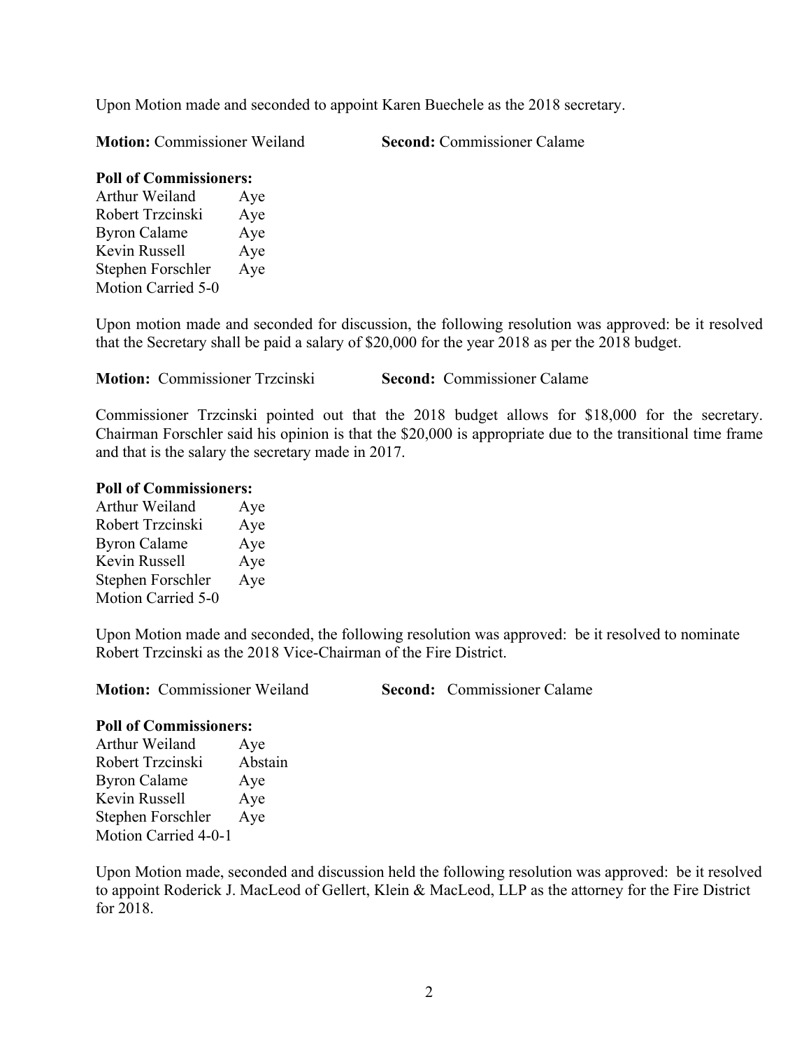Upon Motion made and seconded to appoint Karen Buechele as the 2018 secretary.

**Motion:** Commissioner Weiland **Second:** Commissioner Calame

**Poll of Commissioners:**

| | |
|---|---|
| Arthur Weiland | Aye |
| Robert Trzcinski | Aye |
| Byron Calame | Aye |
| Kevin Russell | Aye |
| Stephen Forschler | Aye |

Motion Carried 5-0

Upon motion made and seconded for discussion, the following resolution was approved: be it resolved that the Secretary shall be paid a salary of $20,000 for the year 2018 as per the 2018 budget.

**Motion:** Commissioner Trzcinski **Second:** Commissioner Calame

Commissioner Trzcinski pointed out that the 2018 budget allows for $18,000 for the secretary. Chairman Forschler said his opinion is that the $20,000 is appropriate due to the transitional time frame and that is the salary the secretary made in 2017.

**Poll of Commissioners:**

| | |
|---|---|
| Arthur Weiland | Aye |
| Robert Trzcinski | Aye |
| Byron Calame | Aye |
| Kevin Russell | Aye |
| Stephen Forschler | Aye |

Motion Carried 5-0

Upon Motion made and seconded, the following resolution was approved: be it resolved to nominate Robert Trzcinski as the 2018 Vice-Chairman of the Fire District.

**Motion:** Commissioner Weiland **Second:** Commissioner Calame

**Poll of Commissioners:**

| | |
|---|---|
| Arthur Weiland | Aye |
| Robert Trzcinski | Abstain |
| Byron Calame | Aye |
| Kevin Russell | Aye |
| Stephen Forschler | Aye |

Motion Carried 4-0-1

Upon Motion made, seconded and discussion held the following resolution was approved: be it resolved to appoint Roderick J. MacLeod of Gellert, Klein & MacLeod, LLP as the attorney for the Fire District for 2018.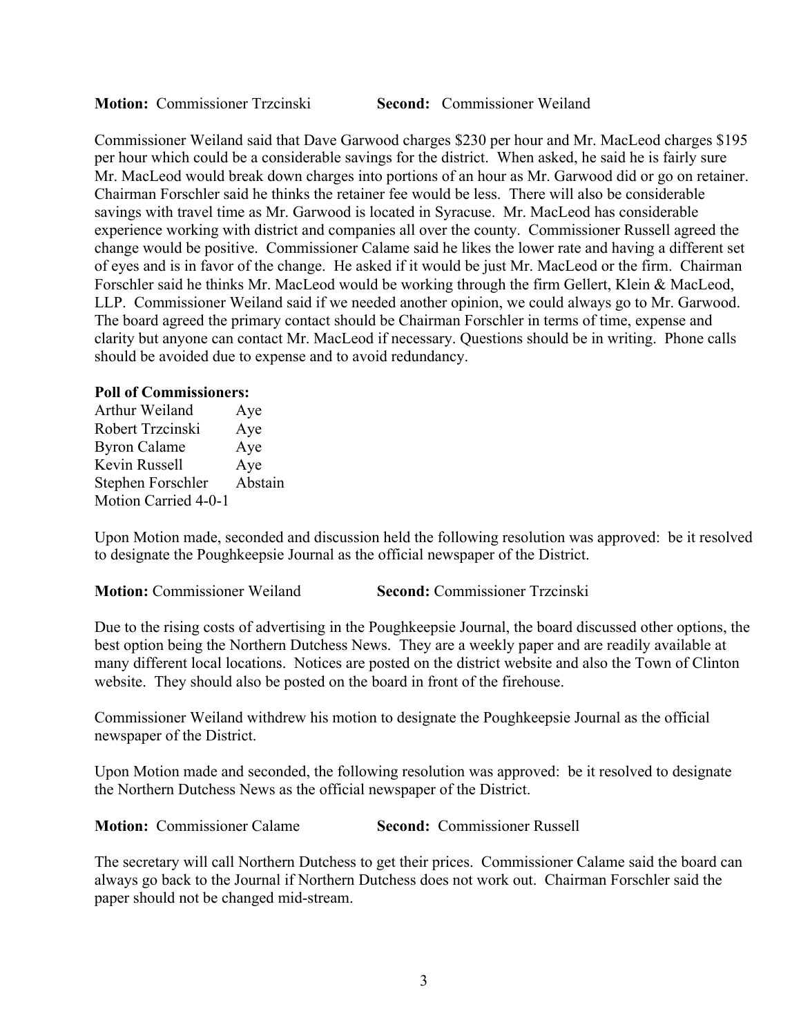**Motion:** Commissioner Trzcinski **Second:** Commissioner Weiland

Commissioner Weiland said that Dave Garwood charges $230 per hour and Mr. MacLeod charges $195 per hour which could be a considerable savings for the district. When asked, he said he is fairly sure Mr. MacLeod would break down charges into portions of an hour as Mr. Garwood did or go on retainer. Chairman Forschler said he thinks the retainer fee would be less. There will also be considerable savings with travel time as Mr. Garwood is located in Syracuse. Mr. MacLeod has considerable experience working with district and companies all over the county. Commissioner Russell agreed the change would be positive. Commissioner Calame said he likes the lower rate and having a different set of eyes and is in favor of the change. He asked if it would be just Mr. MacLeod or the firm. Chairman Forschler said he thinks Mr. MacLeod would be working through the firm Gellert, Klein & MacLeod, LLP. Commissioner Weiland said if we needed another opinion, we could always go to Mr. Garwood. The board agreed the primary contact should be Chairman Forschler in terms of time, expense and clarity but anyone can contact Mr. MacLeod if necessary. Questions should be in writing. Phone calls should be avoided due to expense and to avoid redundancy.

**Poll of Commissioners:**

| | |
|---|---|
| Arthur Weiland | Aye |
| Robert Trzcinski | Aye |
| Byron Calame | Aye |
| Kevin Russell | Aye |
| Stephen Forschler | Abstain |

Motion Carried 4-0-1

Upon Motion made, seconded and discussion held the following resolution was approved: be it resolved to designate the Poughkeepsie Journal as the official newspaper of the District.

**Motion:** Commissioner Weiland **Second:** Commissioner Trzcinski

Due to the rising costs of advertising in the Poughkeepsie Journal, the board discussed other options, the best option being the Northern Dutchess News. They are a weekly paper and are readily available at many different local locations. Notices are posted on the district website and also the Town of Clinton website. They should also be posted on the board in front of the firehouse.

Commissioner Weiland withdrew his motion to designate the Poughkeepsie Journal as the official newspaper of the District.

Upon Motion made and seconded, the following resolution was approved: be it resolved to designate the Northern Dutchess News as the official newspaper of the District.

**Motion:** Commissioner Calame **Second:** Commissioner Russell

The secretary will call Northern Dutchess to get their prices. Commissioner Calame said the board can always go back to the Journal if Northern Dutchess does not work out. Chairman Forschler said the paper should not be changed mid-stream.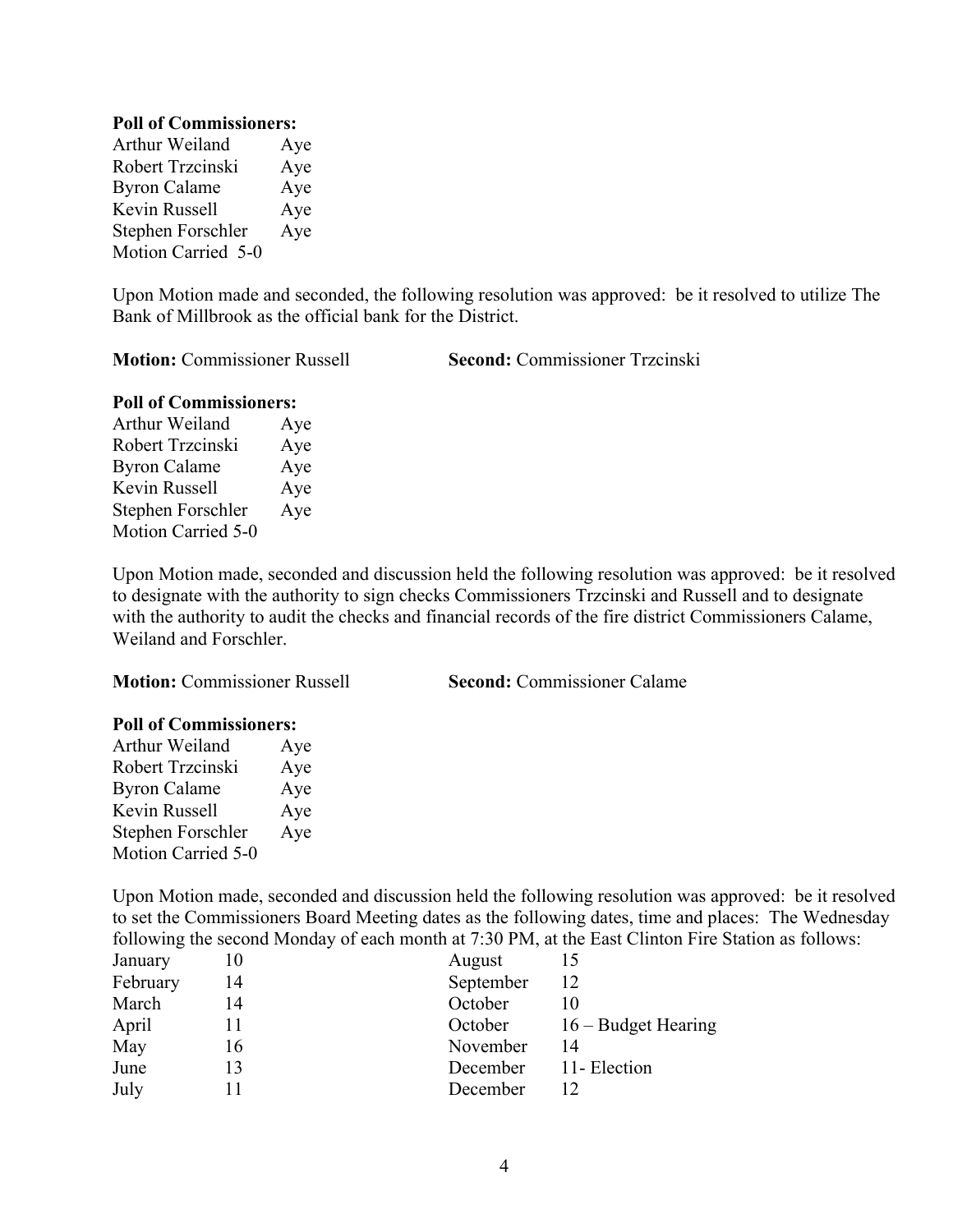**Poll of Commissioners:**
Arthur Weiland Aye
Robert Trzcinski Aye
Byron Calame Aye
Kevin Russell Aye
Stephen Forschler Aye
Motion Carried 5-0

Upon Motion made and seconded, the following resolution was approved: be it resolved to utilize The Bank of Millbrook as the official bank for the District.

**Motion:** Commissioner Russell **Second:** Commissioner Trzcinski

**Poll of Commissioners:**
Arthur Weiland Aye
Robert Trzcinski Aye
Byron Calame Aye
Kevin Russell Aye
Stephen Forschler Aye
Motion Carried 5-0

Upon Motion made, seconded and discussion held the following resolution was approved: be it resolved to designate with the authority to sign checks Commissioners Trzcinski and Russell and to designate with the authority to audit the checks and financial records of the fire district Commissioners Calame, Weiland and Forschler.

**Motion:** Commissioner Russell **Second:** Commissioner Calame

**Poll of Commissioners:**
Arthur Weiland Aye
Robert Trzcinski Aye
Byron Calame Aye
Kevin Russell Aye
Stephen Forschler Aye
Motion Carried 5-0

Upon Motion made, seconded and discussion held the following resolution was approved: be it resolved to set the Commissioners Board Meeting dates as the following dates, time and places: The Wednesday following the second Monday of each month at 7:30 PM, at the East Clinton Fire Station as follows:

| | | | |
|---|---|---|---|
| January | 10 | August | 15 |
| February | 14 | September | 12 |
| March | 14 | October | 10 |
| April | 11 | October | 16 – Budget Hearing |
| May | 16 | November | 14 |
| June | 13 | December | 11- Election |
| July | 11 | December | 12 |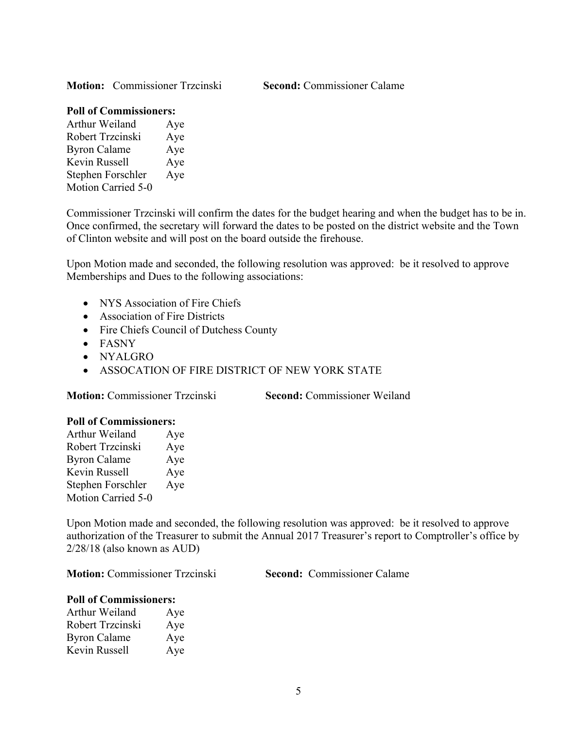**Motion:** Commissioner Trzcinski **Second:** Commissioner Calame

**Poll of Commissioners:**

Arthur Weiland Aye
Robert Trzcinski Aye
Byron Calame Aye
Kevin Russell Aye
Stephen Forschler Aye
Motion Carried 5-0

Commissioner Trzcinski will confirm the dates for the budget hearing and when the budget has to be in. Once confirmed, the secretary will forward the dates to be posted on the district website and the Town of Clinton website and will post on the board outside the firehouse.

Upon Motion made and seconded, the following resolution was approved: be it resolved to approve Memberships and Dues to the following associations:

- NYS Association of Fire Chiefs
- Association of Fire Districts
- Fire Chiefs Council of Dutchess County
- FASNY
- NYALGRO
- ASSOCATION OF FIRE DISTRICT OF NEW YORK STATE

**Motion:** Commissioner Trzcinski **Second:** Commissioner Weiland

**Poll of Commissioners:**

Arthur Weiland Aye
Robert Trzcinski Aye
Byron Calame Aye
Kevin Russell Aye
Stephen Forschler Aye
Motion Carried 5-0

Upon Motion made and seconded, the following resolution was approved: be it resolved to approve authorization of the Treasurer to submit the Annual 2017 Treasurer's report to Comptroller's office by 2/28/18 (also known as AUD)

**Motion:** Commissioner Trzcinski **Second:** Commissioner Calame

**Poll of Commissioners:**

Arthur Weiland Aye
Robert Trzcinski Aye
Byron Calame Aye
Kevin Russell Aye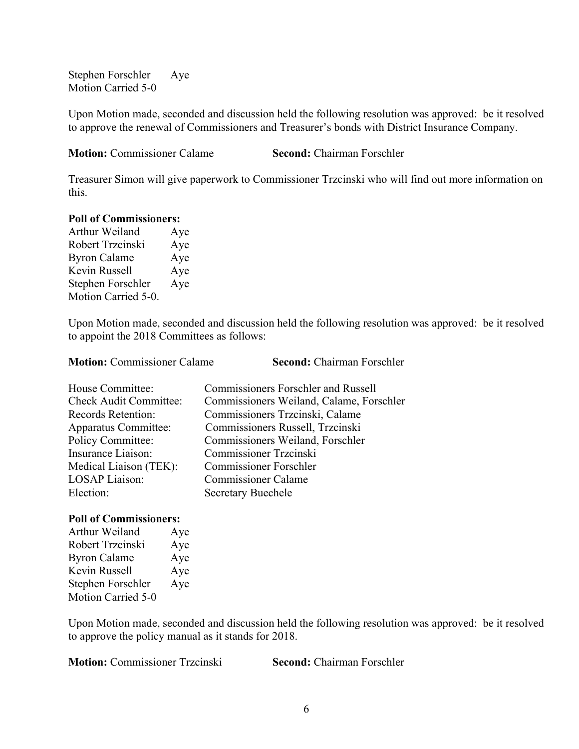Stephen Forschler Aye
Motion Carried 5-0

Upon Motion made, seconded and discussion held the following resolution was approved: be it resolved to approve the renewal of Commissioners and Treasurer's bonds with District Insurance Company.

**Motion:** Commissioner Calame **Second:** Chairman Forschler

Treasurer Simon will give paperwork to Commissioner Trzcinski who will find out more information on this.

**Poll of Commissioners:**

Arthur Weiland Aye
Robert Trzcinski Aye
Byron Calame Aye
Kevin Russell Aye
Stephen Forschler Aye
Motion Carried 5-0.

Upon Motion made, seconded and discussion held the following resolution was approved: be it resolved to appoint the 2018 Committees as follows:

**Motion:** Commissioner Calame **Second:** Chairman Forschler

| | |
|---|---|
| House Committee: | Commissioners Forschler and Russell |
| Check Audit Committee: | Commissioners Weiland, Calame, Forschler |
| Records Retention: | Commissioners Trzcinski, Calame |
| Apparatus Committee: | Commissioners Russell, Trzcinski |
| Policy Committee: | Commissioners Weiland, Forschler |
| Insurance Liaison: | Commissioner Trzcinski |
| Medical Liaison (TEK): | Commissioner Forschler |
| LOSAP Liaison: | Commissioner Calame |
| Election: | Secretary Buechele |

**Poll of Commissioners:**

Arthur Weiland Aye
Robert Trzcinski Aye
Byron Calame Aye
Kevin Russell Aye
Stephen Forschler Aye
Motion Carried 5-0

Upon Motion made, seconded and discussion held the following resolution was approved: be it resolved to approve the policy manual as it stands for 2018.

**Motion:** Commissioner Trzcinski **Second:** Chairman Forschler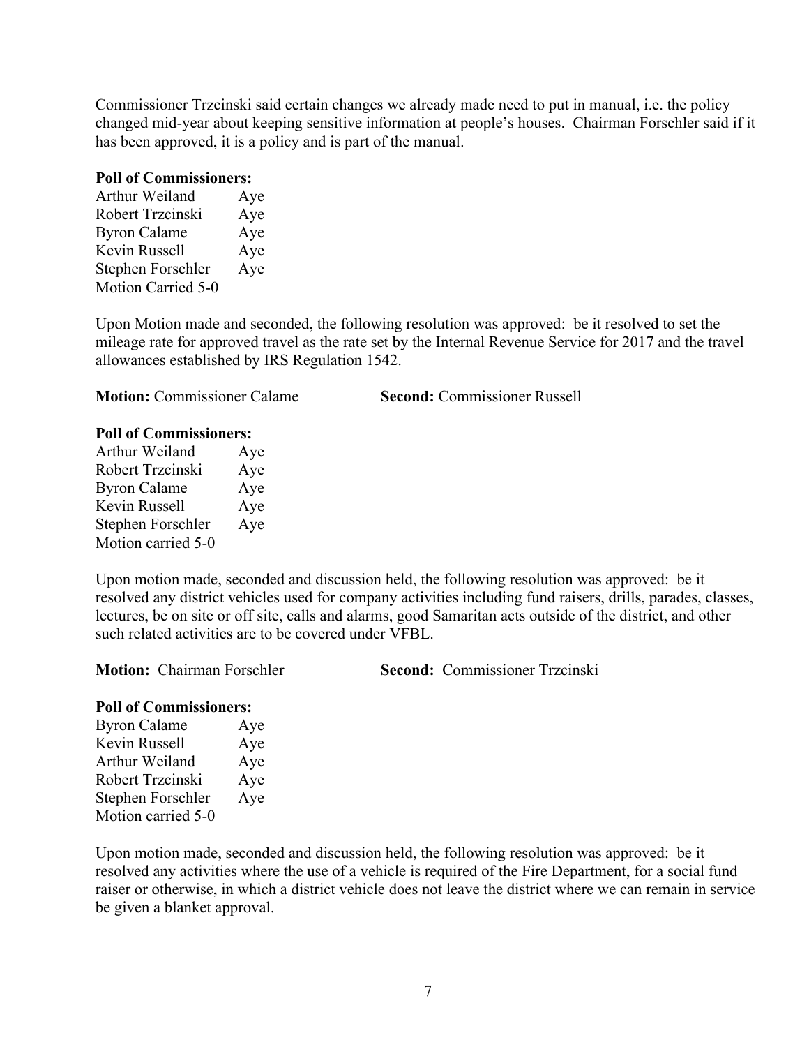Commissioner Trzcinski said certain changes we already made need to put in manual, i.e. the policy changed mid-year about keeping sensitive information at people's houses. Chairman Forschler said if it has been approved, it is a policy and is part of the manual.

**Poll of Commissioners:**

Arthur Weiland Aye
Robert Trzcinski Aye
Byron Calame Aye
Kevin Russell Aye
Stephen Forschler Aye
Motion Carried 5-0

Upon Motion made and seconded, the following resolution was approved: be it resolved to set the mileage rate for approved travel as the rate set by the Internal Revenue Service for 2017 and the travel allowances established by IRS Regulation 1542.

**Motion:** Commissioner Calame **Second:** Commissioner Russell

**Poll of Commissioners:**

Arthur Weiland Aye
Robert Trzcinski Aye
Byron Calame Aye
Kevin Russell Aye
Stephen Forschler Aye
Motion carried 5-0

Upon motion made, seconded and discussion held, the following resolution was approved: be it resolved any district vehicles used for company activities including fund raisers, drills, parades, classes, lectures, be on site or off site, calls and alarms, good Samaritan acts outside of the district, and other such related activities are to be covered under VFBL.

**Motion:** Chairman Forschler **Second:** Commissioner Trzcinski

**Poll of Commissioners:**

Byron Calame Aye
Kevin Russell Aye
Arthur Weiland Aye
Robert Trzcinski Aye
Stephen Forschler Aye
Motion carried 5-0

Upon motion made, seconded and discussion held, the following resolution was approved: be it resolved any activities where the use of a vehicle is required of the Fire Department, for a social fund raiser or otherwise, in which a district vehicle does not leave the district where we can remain in service be given a blanket approval.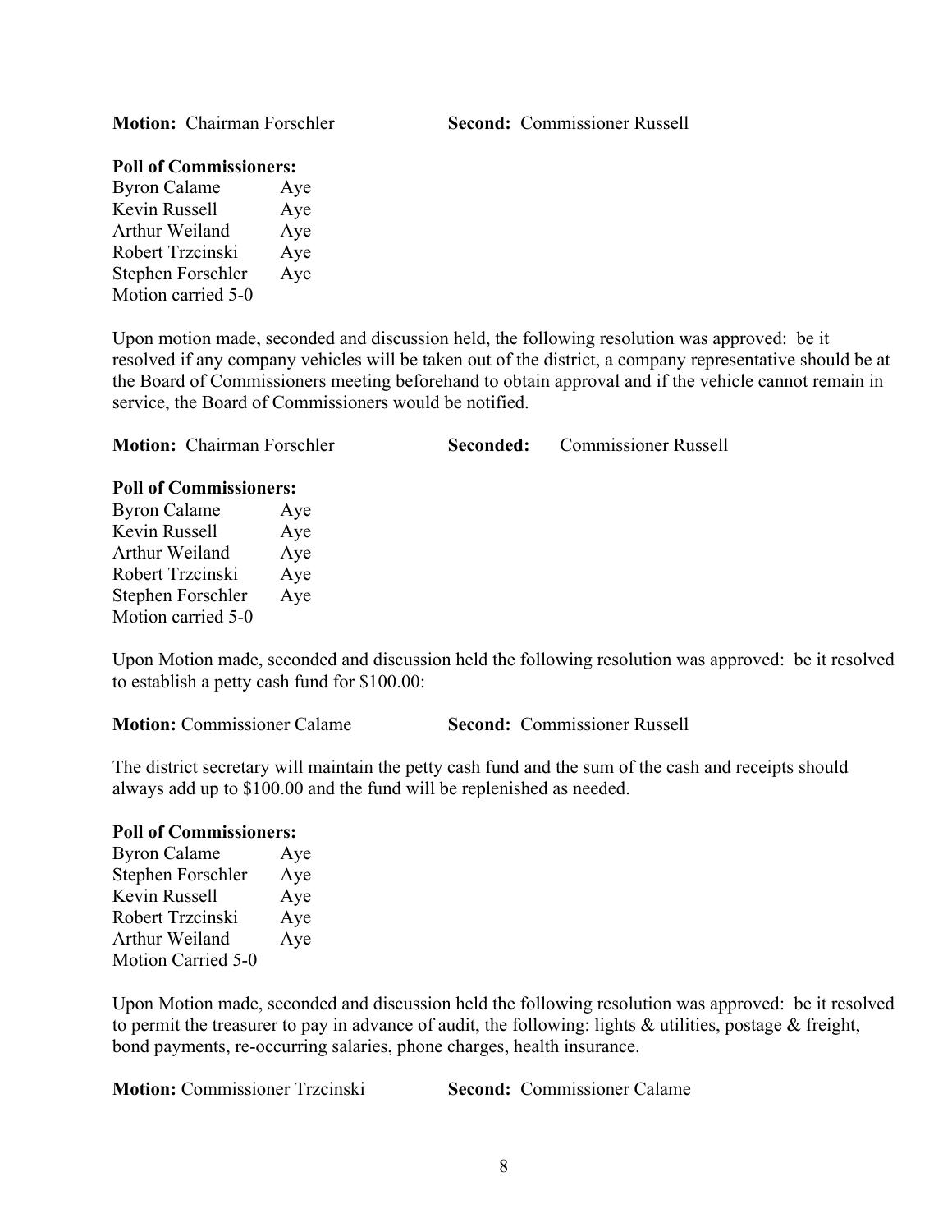**Motion:** Chairman Forschler **Second:** Commissioner Russell

**Poll of Commissioners:**
Byron Calame Aye
Kevin Russell Aye
Arthur Weiland Aye
Robert Trzcinski Aye
Stephen Forschler Aye
Motion carried 5-0

Upon motion made, seconded and discussion held, the following resolution was approved: be it resolved if any company vehicles will be taken out of the district, a company representative should be at the Board of Commissioners meeting beforehand to obtain approval and if the vehicle cannot remain in service, the Board of Commissioners would be notified.

**Motion:** Chairman Forschler **Seconded:** Commissioner Russell

**Poll of Commissioners:**
Byron Calame Aye
Kevin Russell Aye
Arthur Weiland Aye
Robert Trzcinski Aye
Stephen Forschler Aye
Motion carried 5-0

Upon Motion made, seconded and discussion held the following resolution was approved: be it resolved to establish a petty cash fund for $100.00:

**Motion:** Commissioner Calame **Second:** Commissioner Russell

The district secretary will maintain the petty cash fund and the sum of the cash and receipts should always add up to $100.00 and the fund will be replenished as needed.

**Poll of Commissioners:**
Byron Calame Aye
Stephen Forschler Aye
Kevin Russell Aye
Robert Trzcinski Aye
Arthur Weiland Aye
Motion Carried 5-0

Upon Motion made, seconded and discussion held the following resolution was approved: be it resolved to permit the treasurer to pay in advance of audit, the following: lights & utilities, postage & freight, bond payments, re-occurring salaries, phone charges, health insurance.

**Motion:** Commissioner Trzcinski **Second:** Commissioner Calame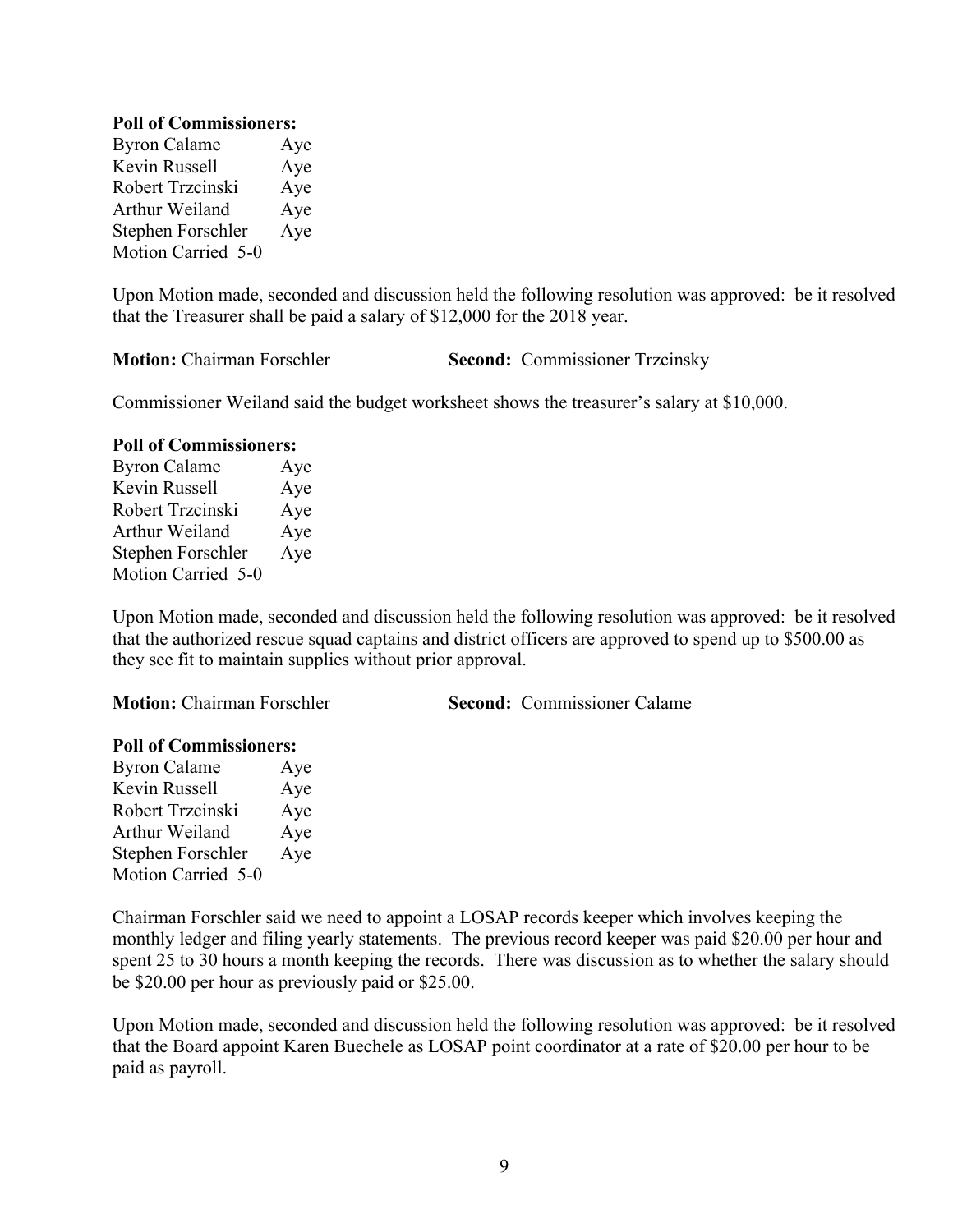**Poll of Commissioners:**

| | |
|---|---|
| Byron Calame | Aye |
| Kevin Russell | Aye |
| Robert Trzcinski | Aye |
| Arthur Weiland | Aye |
| Stephen Forschler | Aye |
| Motion Carried 5-0 | |

Upon Motion made, seconded and discussion held the following resolution was approved: be it resolved that the Treasurer shall be paid a salary of $12,000 for the 2018 year.

**Motion:** Chairman Forschler **Second:** Commissioner Trzcinsky

Commissioner Weiland said the budget worksheet shows the treasurer's salary at $10,000.

**Poll of Commissioners:**

| | |
|---|---|
| Byron Calame | Aye |
| Kevin Russell | Aye |
| Robert Trzcinski | Aye |
| Arthur Weiland | Aye |
| Stephen Forschler | Aye |
| Motion Carried 5-0 | |

Upon Motion made, seconded and discussion held the following resolution was approved: be it resolved that the authorized rescue squad captains and district officers are approved to spend up to $500.00 as they see fit to maintain supplies without prior approval.

**Motion:** Chairman Forschler **Second:** Commissioner Calame

**Poll of Commissioners:**

| | |
|---|---|
| Byron Calame | Aye |
| Kevin Russell | Aye |
| Robert Trzcinski | Aye |
| Arthur Weiland | Aye |
| Stephen Forschler | Aye |
| Motion Carried 5-0 | |

Chairman Forschler said we need to appoint a LOSAP records keeper which involves keeping the monthly ledger and filing yearly statements. The previous record keeper was paid $20.00 per hour and spent 25 to 30 hours a month keeping the records. There was discussion as to whether the salary should be $20.00 per hour as previously paid or $25.00.

Upon Motion made, seconded and discussion held the following resolution was approved: be it resolved that the Board appoint Karen Buechele as LOSAP point coordinator at a rate of $20.00 per hour to be paid as payroll.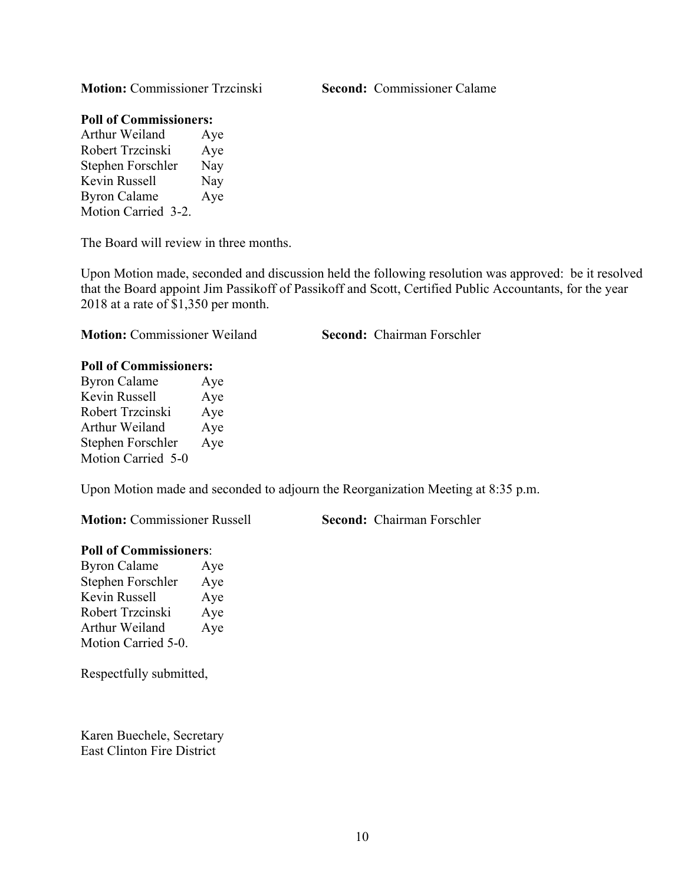**Motion:** Commissioner Trzcinski **Second:** Commissioner Calame

**Poll of Commissioners:**

| | |
|---|---|
| Arthur Weiland | Aye |
| Robert Trzcinski | Aye |
| Stephen Forschler | Nay |
| Kevin Russell | Nay |
| Byron Calame | Aye |

Motion Carried 3-2.

The Board will review in three months.

Upon Motion made, seconded and discussion held the following resolution was approved: be it resolved that the Board appoint Jim Passikoff of Passikoff and Scott, Certified Public Accountants, for the year 2018 at a rate of $1,350 per month.

**Motion:** Commissioner Weiland **Second:** Chairman Forschler

**Poll of Commissioners:**

| | |
|---|---|
| Byron Calame | Aye |
| Kevin Russell | Aye |
| Robert Trzcinski | Aye |
| Arthur Weiland | Aye |
| Stephen Forschler | Aye |

Motion Carried 5-0

Upon Motion made and seconded to adjourn the Reorganization Meeting at 8:35 p.m.

**Motion:** Commissioner Russell **Second:** Chairman Forschler

**Poll of Commissioners**:

| | |
|---|---|
| Byron Calame | Aye |
| Stephen Forschler | Aye |
| Kevin Russell | Aye |
| Robert Trzcinski | Aye |
| Arthur Weiland | Aye |

Motion Carried 5-0.

Respectfully submitted,

Karen Buechele, Secretary
East Clinton Fire District